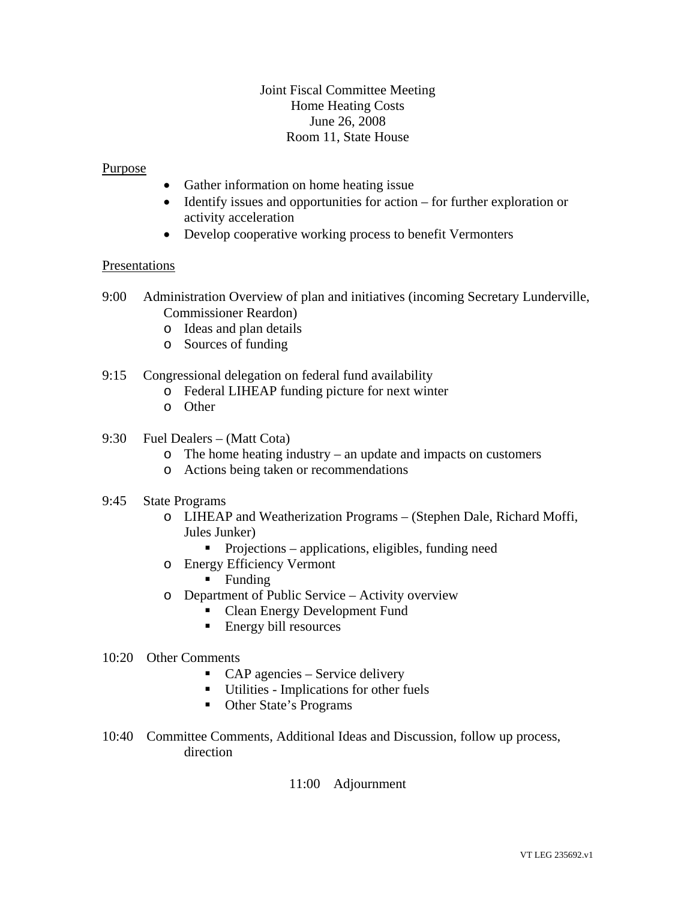# Joint Fiscal Committee Meeting
## Home Heating Costs
June 26, 2008
Room 11, State House

Purpose

- Gather information on home heating issue
- Identify issues and opportunities for action – for further exploration or activity acceleration
- Develop cooperative working process to benefit Vermonters

Presentations

9:00 Administration Overview of plan and initiatives (incoming Secretary Lunderville, Commissioner Reardon)
  - Ideas and plan details
  - Sources of funding

9:15 Congressional delegation on federal fund availability
  - Federal LIHEAP funding picture for next winter
  - Other

9:30 Fuel Dealers – (Matt Cota)
  - The home heating industry – an update and impacts on customers
  - Actions being taken or recommendations

9:45 State Programs
  - LIHEAP and Weatherization Programs – (Stephen Dale, Richard Moffi, Jules Junker)
    - Projections – applications, eligibles, funding need
  - Energy Efficiency Vermont
    - Funding
  - Department of Public Service – Activity overview
    - Clean Energy Development Fund
    - Energy bill resources

10:20 Other Comments
  - CAP agencies – Service delivery
  - Utilities - Implications for other fuels
  - Other State's Programs

10:40 Committee Comments, Additional Ideas and Discussion, follow up process, direction

11:00 Adjournment

VT LEG 235692.v1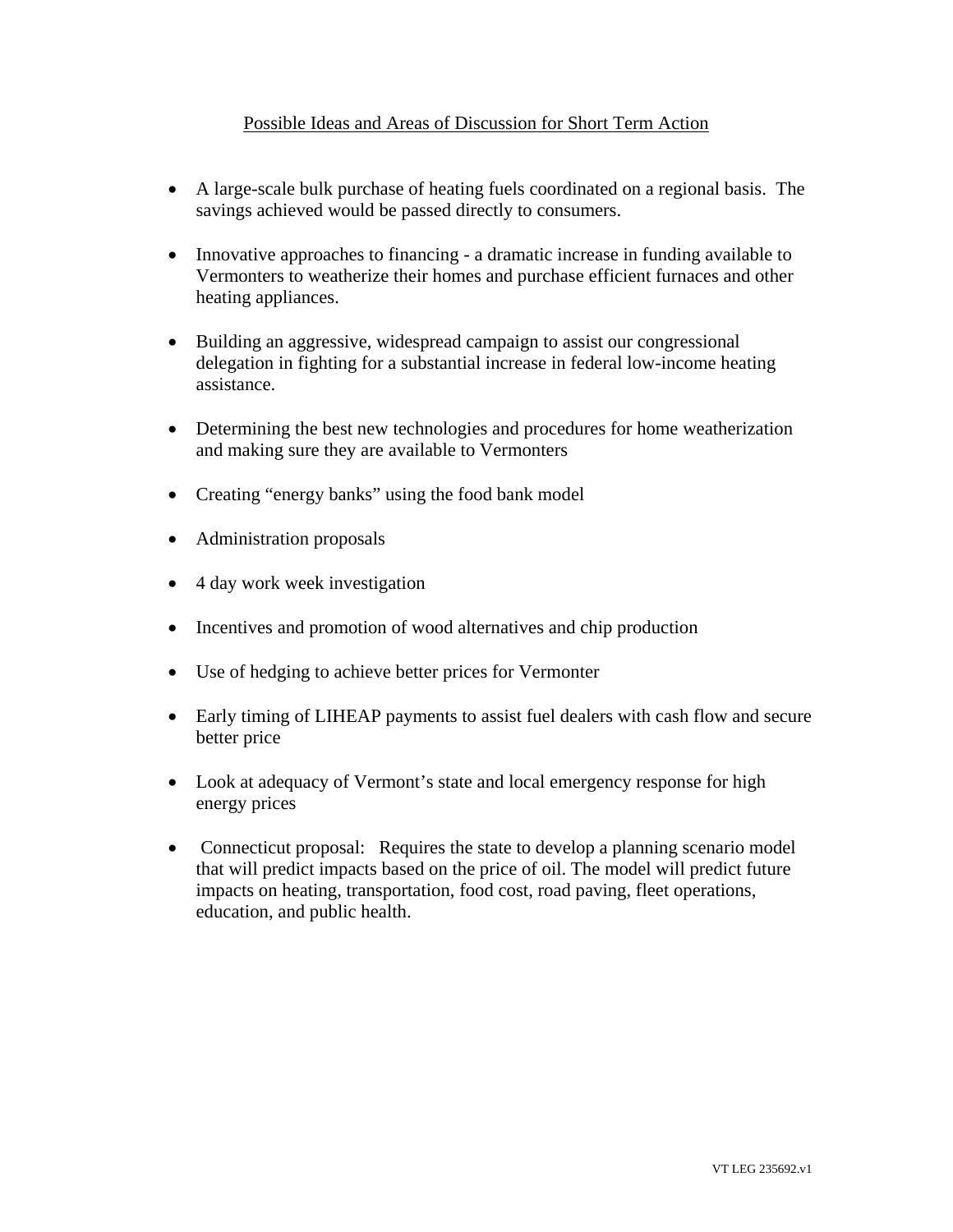Possible Ideas and Areas of Discussion for Short Term Action

- A large-scale bulk purchase of heating fuels coordinated on a regional basis. The savings achieved would be passed directly to consumers.
- Innovative approaches to financing - a dramatic increase in funding available to Vermonters to weatherize their homes and purchase efficient furnaces and other heating appliances.
- Building an aggressive, widespread campaign to assist our congressional delegation in fighting for a substantial increase in federal low-income heating assistance.
- Determining the best new technologies and procedures for home weatherization and making sure they are available to Vermonters
- Creating "energy banks" using the food bank model
- Administration proposals
- 4 day work week investigation
- Incentives and promotion of wood alternatives and chip production
- Use of hedging to achieve better prices for Vermonter
- Early timing of LIHEAP payments to assist fuel dealers with cash flow and secure better price
- Look at adequacy of Vermont's state and local emergency response for high energy prices
- Connecticut proposal: Requires the state to develop a planning scenario model that will predict impacts based on the price of oil. The model will predict future impacts on heating, transportation, food cost, road paving, fleet operations, education, and public health.

VT LEG 235692.v1